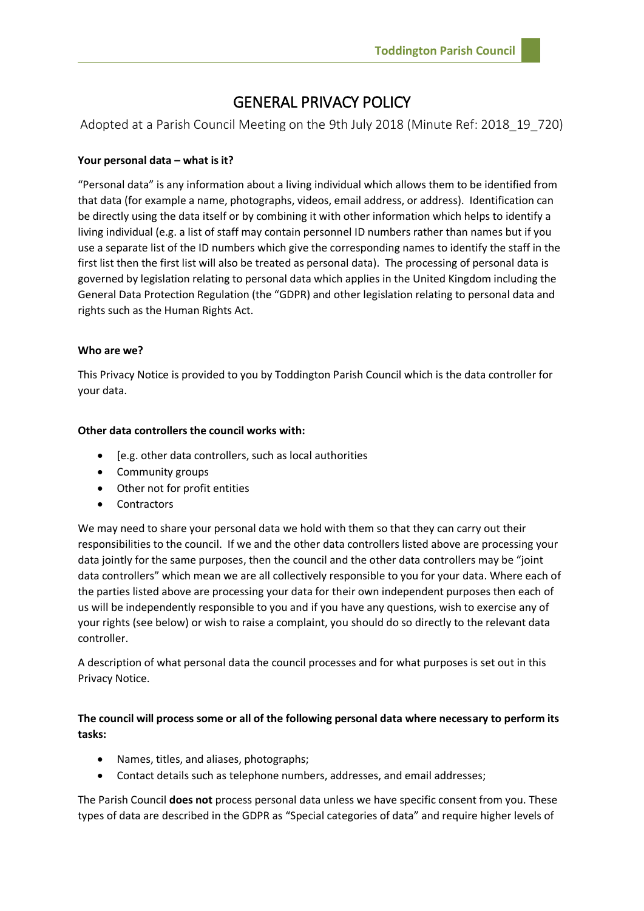# GENERAL PRIVACY POLICY

Adopted at a Parish Council Meeting on the 9th July 2018 (Minute Ref: 2018_19_720)

**Your personal data – what is it?**

"Personal data" is any information about a living individual which allows them to be identified from that data (for example a name, photographs, videos, email address, or address). Identification can be directly using the data itself or by combining it with other information which helps to identify a living individual (e.g. a list of staff may contain personnel ID numbers rather than names but if you use a separate list of the ID numbers which give the corresponding names to identify the staff in the first list then the first list will also be treated as personal data). The processing of personal data is governed by legislation relating to personal data which applies in the United Kingdom including the General Data Protection Regulation (the "GDPR) and other legislation relating to personal data and rights such as the Human Rights Act.

**Who are we?**

This Privacy Notice is provided to you by Toddington Parish Council which is the data controller for your data.

**Other data controllers the council works with:**

- [e.g. other data controllers, such as local authorities
- Community groups
- Other not for profit entities
- Contractors

We may need to share your personal data we hold with them so that they can carry out their responsibilities to the council. If we and the other data controllers listed above are processing your data jointly for the same purposes, then the council and the other data controllers may be "joint data controllers" which mean we are all collectively responsible to you for your data. Where each of the parties listed above are processing your data for their own independent purposes then each of us will be independently responsible to you and if you have any questions, wish to exercise any of your rights (see below) or wish to raise a complaint, you should do so directly to the relevant data controller.

A description of what personal data the council processes and for what purposes is set out in this Privacy Notice.

**The council will process some or all of the following personal data where necessary to perform its tasks:**

- Names, titles, and aliases, photographs;
- Contact details such as telephone numbers, addresses, and email addresses;

The Parish Council **does not** process personal data unless we have specific consent from you. These types of data are described in the GDPR as "Special categories of data" and require higher levels of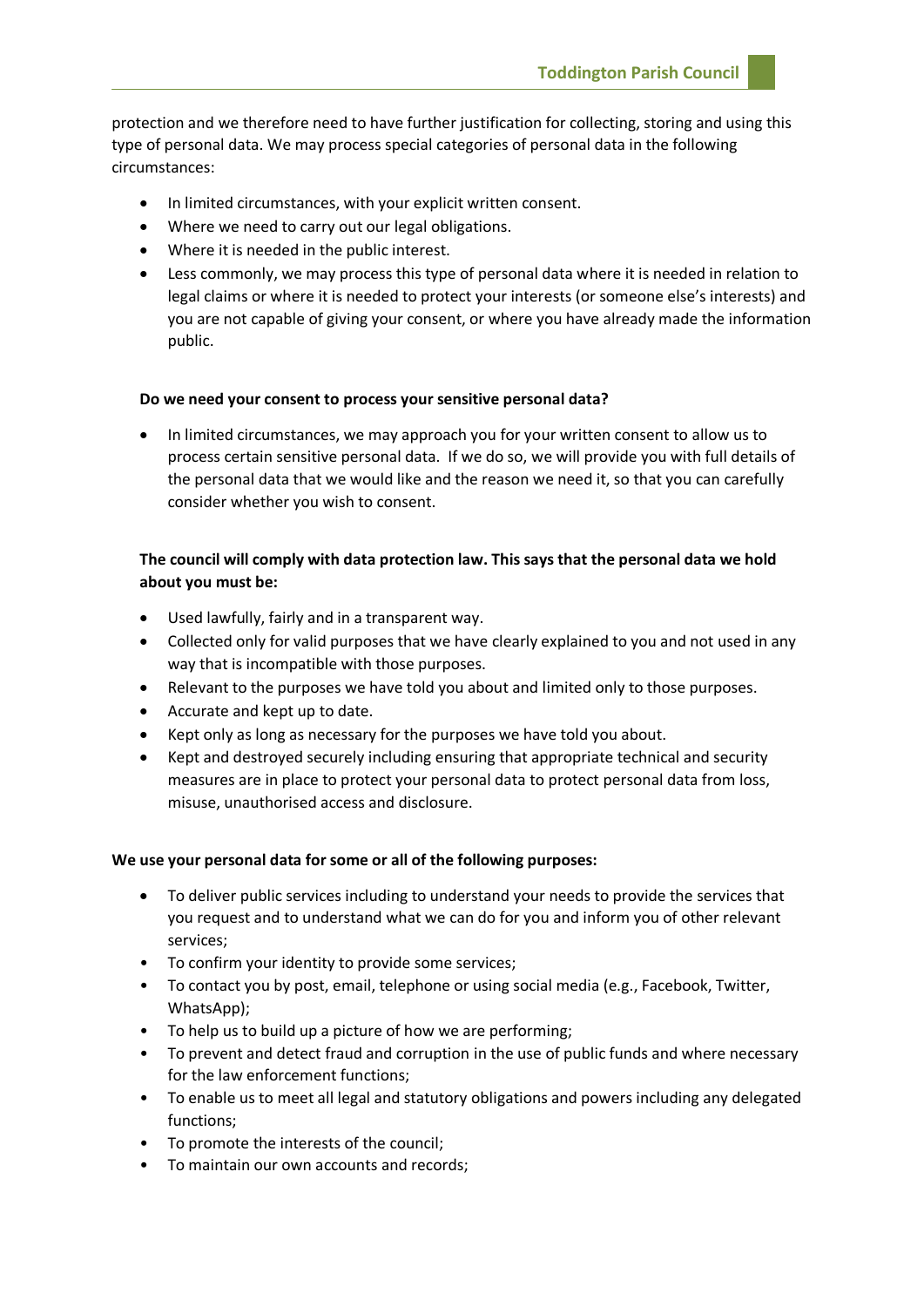protection and we therefore need to have further justification for collecting, storing and using this type of personal data. We may process special categories of personal data in the following circumstances:

- In limited circumstances, with your explicit written consent.
- Where we need to carry out our legal obligations.
- Where it is needed in the public interest.
- Less commonly, we may process this type of personal data where it is needed in relation to legal claims or where it is needed to protect your interests (or someone else's interests) and you are not capable of giving your consent, or where you have already made the information public.

**Do we need your consent to process your sensitive personal data?**

- In limited circumstances, we may approach you for your written consent to allow us to process certain sensitive personal data. If we do so, we will provide you with full details of the personal data that we would like and the reason we need it, so that you can carefully consider whether you wish to consent.

**The council will comply with data protection law. This says that the personal data we hold about you must be:**

- Used lawfully, fairly and in a transparent way.
- Collected only for valid purposes that we have clearly explained to you and not used in any way that is incompatible with those purposes.
- Relevant to the purposes we have told you about and limited only to those purposes.
- Accurate and kept up to date.
- Kept only as long as necessary for the purposes we have told you about.
- Kept and destroyed securely including ensuring that appropriate technical and security measures are in place to protect your personal data to protect personal data from loss, misuse, unauthorised access and disclosure.

**We use your personal data for some or all of the following purposes:**

- To deliver public services including to understand your needs to provide the services that you request and to understand what we can do for you and inform you of other relevant services;
- To confirm your identity to provide some services;
- To contact you by post, email, telephone or using social media (e.g., Facebook, Twitter, WhatsApp);
- To help us to build up a picture of how we are performing;
- To prevent and detect fraud and corruption in the use of public funds and where necessary for the law enforcement functions;
- To enable us to meet all legal and statutory obligations and powers including any delegated functions;
- To promote the interests of the council;
- To maintain our own accounts and records;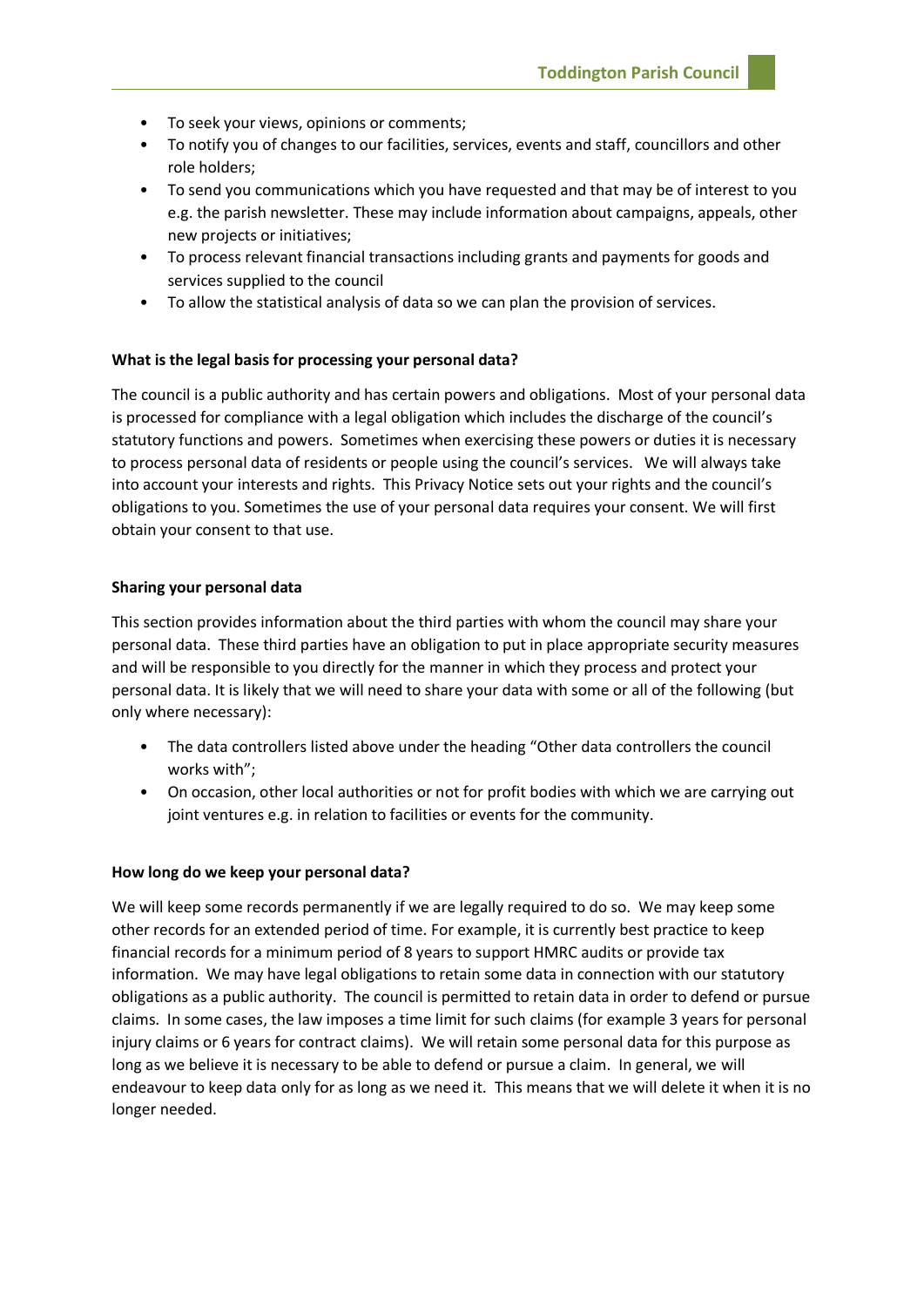- To seek your views, opinions or comments;
- To notify you of changes to our facilities, services, events and staff, councillors and other role holders;
- To send you communications which you have requested and that may be of interest to you e.g. the parish newsletter. These may include information about campaigns, appeals, other new projects or initiatives;
- To process relevant financial transactions including grants and payments for goods and services supplied to the council
- To allow the statistical analysis of data so we can plan the provision of services.

**What is the legal basis for processing your personal data?**

The council is a public authority and has certain powers and obligations. Most of your personal data is processed for compliance with a legal obligation which includes the discharge of the council's statutory functions and powers. Sometimes when exercising these powers or duties it is necessary to process personal data of residents or people using the council's services. We will always take into account your interests and rights. This Privacy Notice sets out your rights and the council's obligations to you. Sometimes the use of your personal data requires your consent. We will first obtain your consent to that use.

**Sharing your personal data**

This section provides information about the third parties with whom the council may share your personal data. These third parties have an obligation to put in place appropriate security measures and will be responsible to you directly for the manner in which they process and protect your personal data. It is likely that we will need to share your data with some or all of the following (but only where necessary):

- The data controllers listed above under the heading "Other data controllers the council works with";
- On occasion, other local authorities or not for profit bodies with which we are carrying out joint ventures e.g. in relation to facilities or events for the community.

**How long do we keep your personal data?**

We will keep some records permanently if we are legally required to do so. We may keep some other records for an extended period of time. For example, it is currently best practice to keep financial records for a minimum period of 8 years to support HMRC audits or provide tax information. We may have legal obligations to retain some data in connection with our statutory obligations as a public authority. The council is permitted to retain data in order to defend or pursue claims. In some cases, the law imposes a time limit for such claims (for example 3 years for personal injury claims or 6 years for contract claims). We will retain some personal data for this purpose as long as we believe it is necessary to be able to defend or pursue a claim. In general, we will endeavour to keep data only for as long as we need it. This means that we will delete it when it is no longer needed.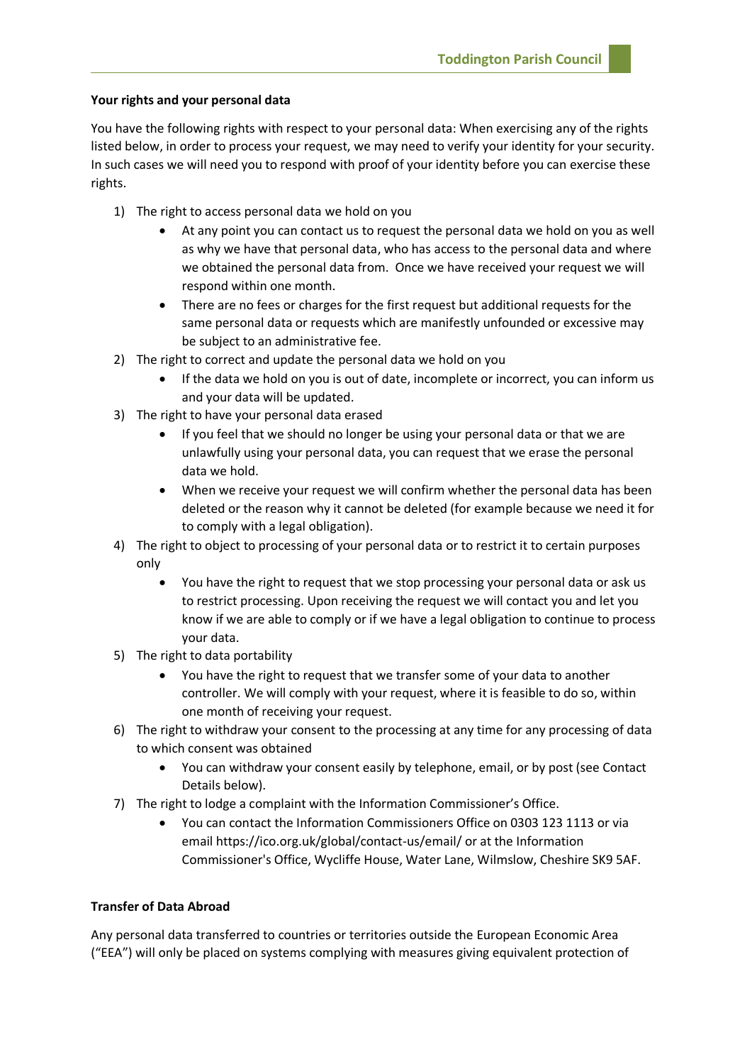**Your rights and your personal data**

You have the following rights with respect to your personal data: When exercising any of the rights listed below, in order to process your request, we may need to verify your identity for your security. In such cases we will need you to respond with proof of your identity before you can exercise these rights.

1) The right to access personal data we hold on you
    - At any point you can contact us to request the personal data we hold on you as well as why we have that personal data, who has access to the personal data and where we obtained the personal data from. Once we have received your request we will respond within one month.
    - There are no fees or charges for the first request but additional requests for the same personal data or requests which are manifestly unfounded or excessive may be subject to an administrative fee.
2) The right to correct and update the personal data we hold on you
    - If the data we hold on you is out of date, incomplete or incorrect, you can inform us and your data will be updated.
3) The right to have your personal data erased
    - If you feel that we should no longer be using your personal data or that we are unlawfully using your personal data, you can request that we erase the personal data we hold.
    - When we receive your request we will confirm whether the personal data has been deleted or the reason why it cannot be deleted (for example because we need it for to comply with a legal obligation).
4) The right to object to processing of your personal data or to restrict it to certain purposes only
    - You have the right to request that we stop processing your personal data or ask us to restrict processing. Upon receiving the request we will contact you and let you know if we are able to comply or if we have a legal obligation to continue to process your data.
5) The right to data portability
    - You have the right to request that we transfer some of your data to another controller. We will comply with your request, where it is feasible to do so, within one month of receiving your request.
6) The right to withdraw your consent to the processing at any time for any processing of data to which consent was obtained
    - You can withdraw your consent easily by telephone, email, or by post (see Contact Details below).
7) The right to lodge a complaint with the Information Commissioner's Office.
    - You can contact the Information Commissioners Office on 0303 123 1113 or via email https://ico.org.uk/global/contact-us/email/ or at the Information Commissioner's Office, Wycliffe House, Water Lane, Wilmslow, Cheshire SK9 5AF.

**Transfer of Data Abroad**

Any personal data transferred to countries or territories outside the European Economic Area ("EEA") will only be placed on systems complying with measures giving equivalent protection of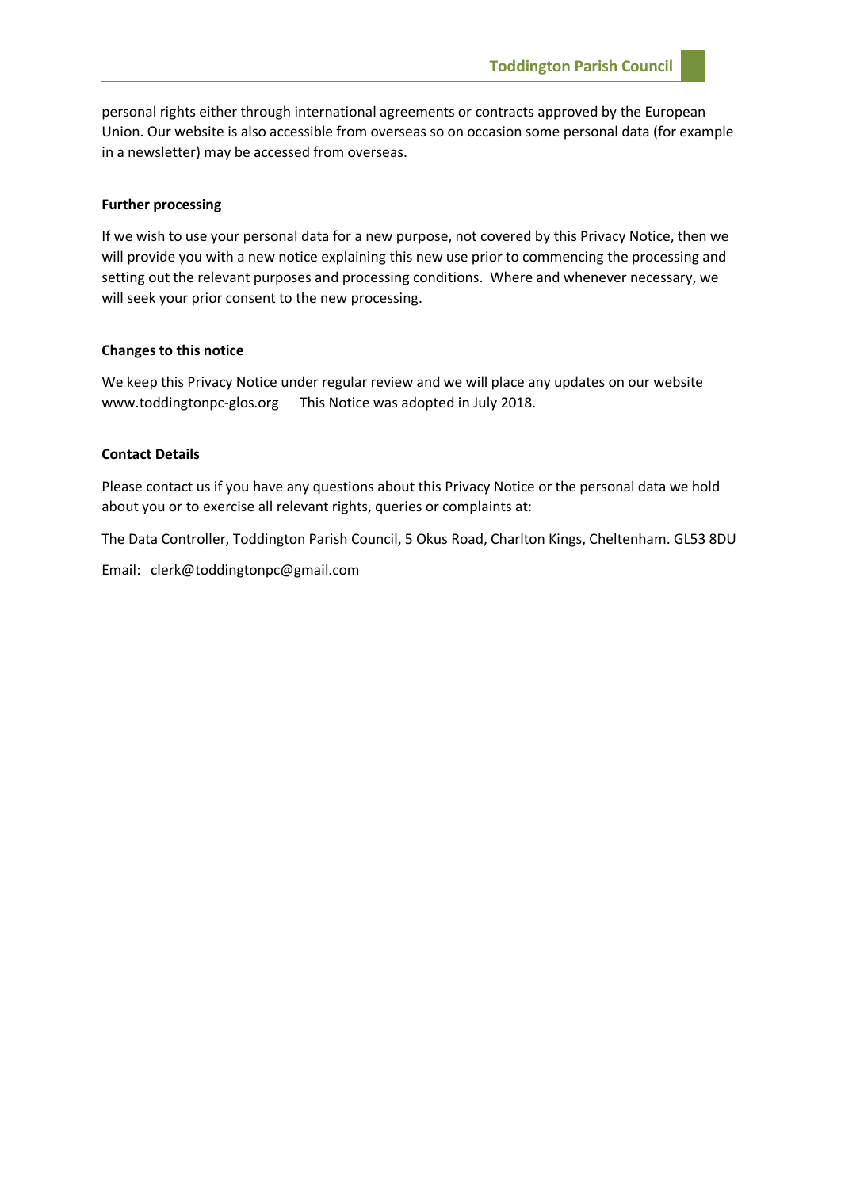personal rights either through international agreements or contracts approved by the European Union. Our website is also accessible from overseas so on occasion some personal data (for example in a newsletter) may be accessed from overseas.

**Further processing**

If we wish to use your personal data for a new purpose, not covered by this Privacy Notice, then we will provide you with a new notice explaining this new use prior to commencing the processing and setting out the relevant purposes and processing conditions. Where and whenever necessary, we will seek your prior consent to the new processing.

**Changes to this notice**

We keep this Privacy Notice under regular review and we will place any updates on our website www.toddingtonpc-glos.org This Notice was adopted in July 2018.

**Contact Details**

Please contact us if you have any questions about this Privacy Notice or the personal data we hold about you or to exercise all relevant rights, queries or complaints at:

The Data Controller, Toddington Parish Council, 5 Okus Road, Charlton Kings, Cheltenham. GL53 8DU

Email: clerk@toddingtonpc@gmail.com